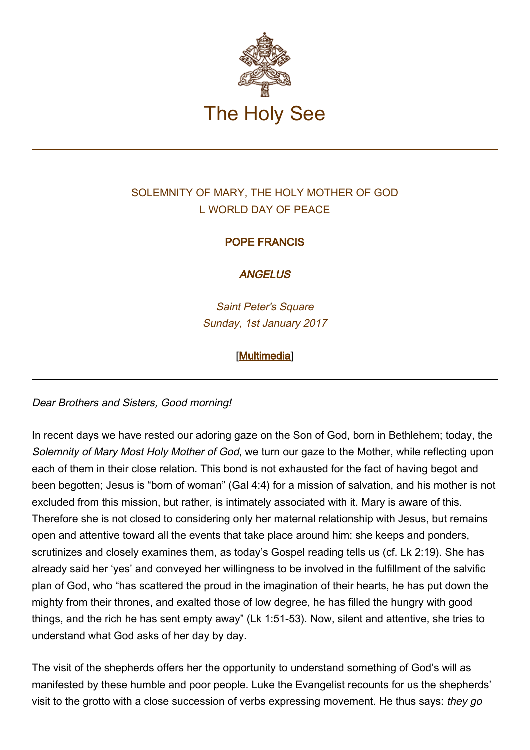# The Holy See

SOLEMNITY OF MARY, THE HOLY MOTHER OF GOD
L WORLD DAY OF PEACE

**POPE FRANCIS**

***ANGELUS***

*Saint Peter's Square*
*Sunday, 1st January 2017*

[Multimedia]

---

*Dear Brothers and Sisters, Good morning!*

In recent days we have rested our adoring gaze on the Son of God, born in Bethlehem; today, the *Solemnity of Mary Most Holy Mother of God*, we turn our gaze to the Mother, while reflecting upon each of them in their close relation. This bond is not exhausted for the fact of having begot and been begotten; Jesus is "born of woman" (Gal 4:4) for a mission of salvation, and his mother is not excluded from this mission, but rather, is intimately associated with it. Mary is aware of this. Therefore she is not closed to considering only her maternal relationship with Jesus, but remains open and attentive toward all the events that take place around him: she keeps and ponders, scrutinizes and closely examines them, as today's Gospel reading tells us (cf. Lk 2:19). She has already said her 'yes' and conveyed her willingness to be involved in the fulfillment of the salvific plan of God, who "has scattered the proud in the imagination of their hearts, he has put down the mighty from their thrones, and exalted those of low degree, he has filled the hungry with good things, and the rich he has sent empty away" (Lk 1:51-53). Now, silent and attentive, she tries to understand what God asks of her day by day.

The visit of the shepherds offers her the opportunity to understand something of God's will as manifested by these humble and poor people. Luke the Evangelist recounts for us the shepherds' visit to the grotto with a close succession of verbs expressing movement. He thus says: *they go*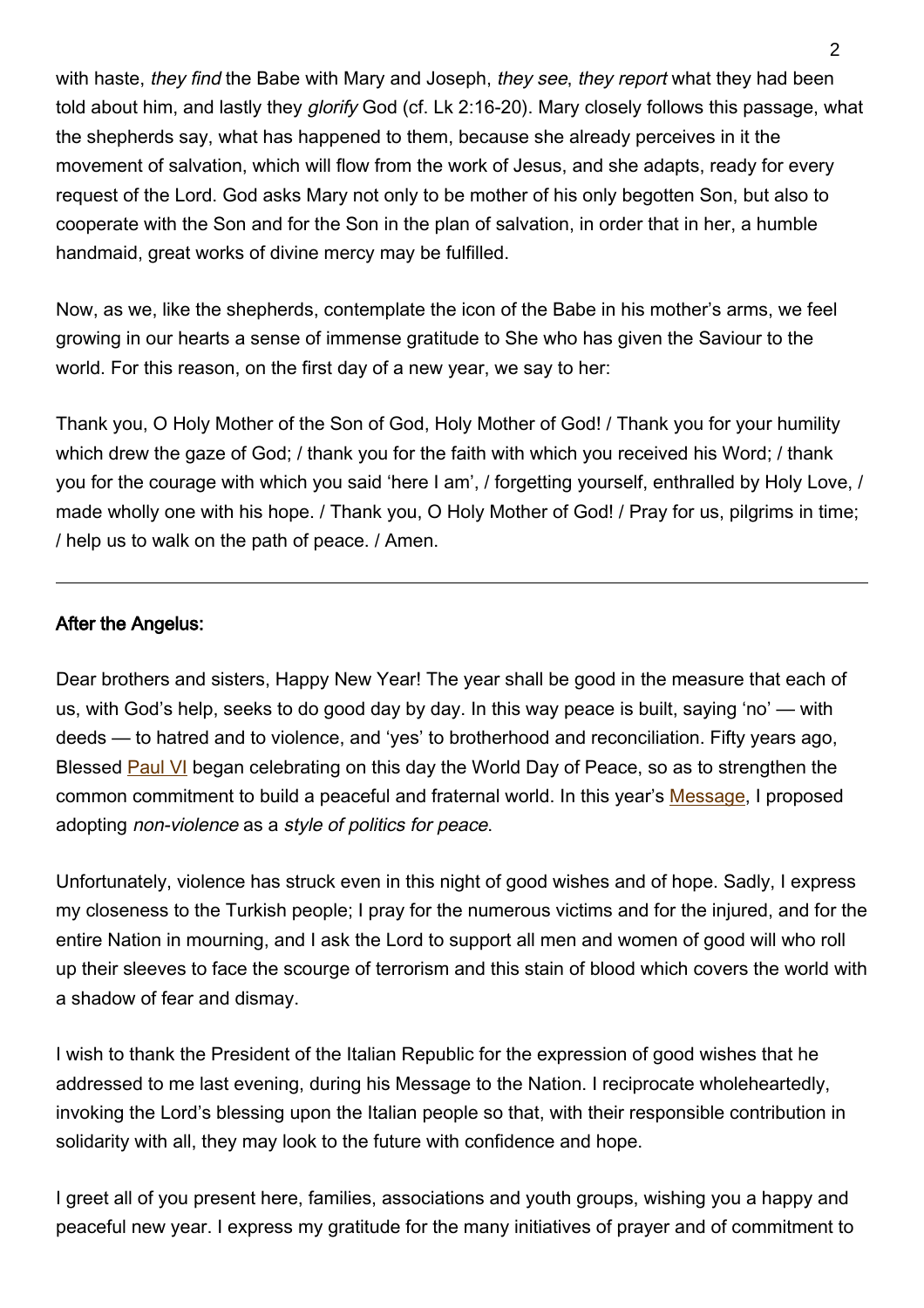with haste, *they find* the Babe with Mary and Joseph, *they see*, *they report* what they had been told about him, and lastly they *glorify* God (cf. Lk 2:16-20). Mary closely follows this passage, what the shepherds say, what has happened to them, because she already perceives in it the movement of salvation, which will flow from the work of Jesus, and she adapts, ready for every request of the Lord. God asks Mary not only to be mother of his only begotten Son, but also to cooperate with the Son and for the Son in the plan of salvation, in order that in her, a humble handmaid, great works of divine mercy may be fulfilled.

Now, as we, like the shepherds, contemplate the icon of the Babe in his mother's arms, we feel growing in our hearts a sense of immense gratitude to She who has given the Saviour to the world. For this reason, on the first day of a new year, we say to her:

Thank you, O Holy Mother of the Son of God, Holy Mother of God! / Thank you for your humility which drew the gaze of God; / thank you for the faith with which you received his Word; / thank you for the courage with which you said 'here I am', / forgetting yourself, enthralled by Holy Love, / made wholly one with his hope. / Thank you, O Holy Mother of God! / Pray for us, pilgrims in time; / help us to walk on the path of peace. / Amen.

---

**After the Angelus:**

Dear brothers and sisters, Happy New Year! The year shall be good in the measure that each of us, with God's help, seeks to do good day by day. In this way peace is built, saying 'no' — with deeds — to hatred and to violence, and 'yes' to brotherhood and reconciliation. Fifty years ago, Blessed Paul VI began celebrating on this day the World Day of Peace, so as to strengthen the common commitment to build a peaceful and fraternal world. In this year's Message, I proposed adopting *non-violence* as a *style of politics for peace*.

Unfortunately, violence has struck even in this night of good wishes and of hope. Sadly, I express my closeness to the Turkish people; I pray for the numerous victims and for the injured, and for the entire Nation in mourning, and I ask the Lord to support all men and women of good will who roll up their sleeves to face the scourge of terrorism and this stain of blood which covers the world with a shadow of fear and dismay.

I wish to thank the President of the Italian Republic for the expression of good wishes that he addressed to me last evening, during his Message to the Nation. I reciprocate wholeheartedly, invoking the Lord's blessing upon the Italian people so that, with their responsible contribution in solidarity with all, they may look to the future with confidence and hope.

I greet all of you present here, families, associations and youth groups, wishing you a happy and peaceful new year. I express my gratitude for the many initiatives of prayer and of commitment to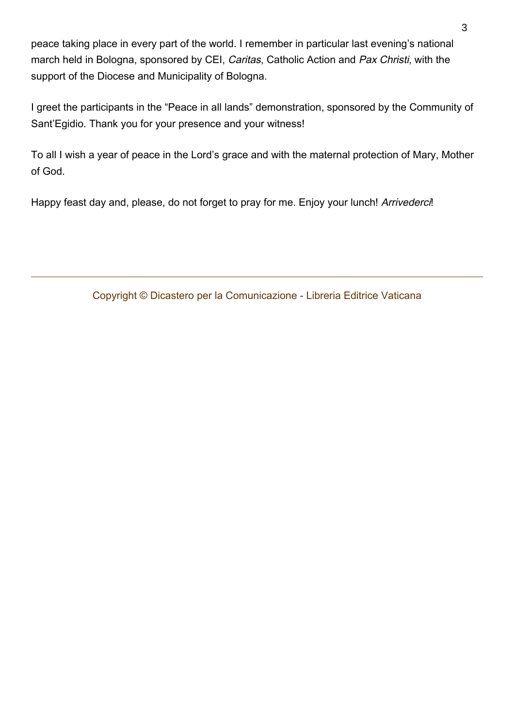peace taking place in every part of the world. I remember in particular last evening's national march held in Bologna, sponsored by CEI, *Caritas*, Catholic Action and *Pax Christi*, with the support of the Diocese and Municipality of Bologna.

I greet the participants in the "Peace in all lands" demonstration, sponsored by the Community of Sant'Egidio. Thank you for your presence and your witness!

To all I wish a year of peace in the Lord's grace and with the maternal protection of Mary, Mother of God.

Happy feast day and, please, do not forget to pray for me. Enjoy your lunch! *Arrivederci*!

---

Copyright © Dicastero per la Comunicazione - Libreria Editrice Vaticana